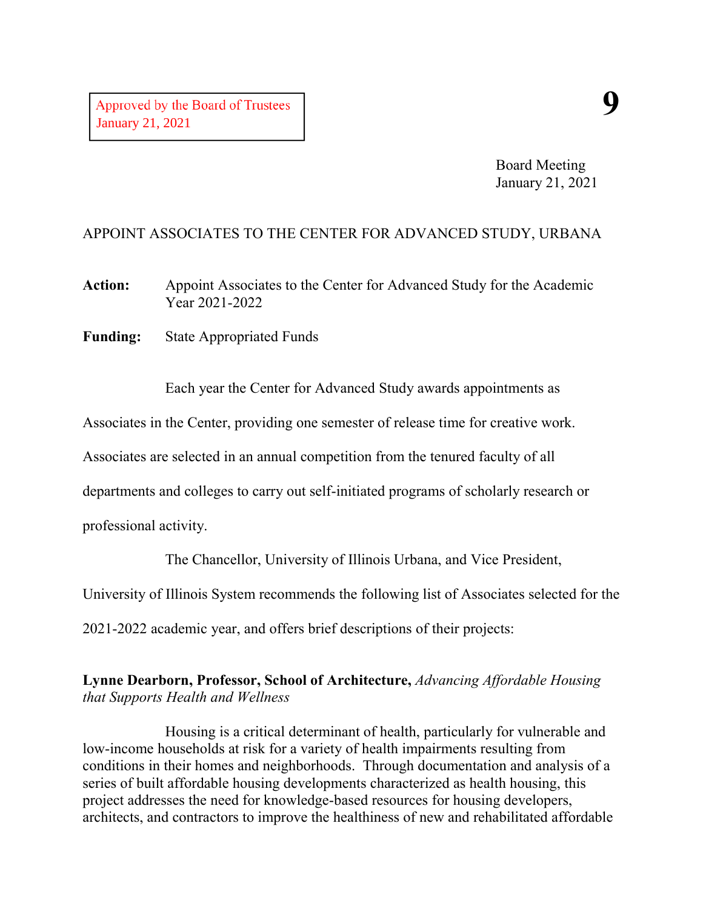Approved by the Board of Trustees
January 21, 2021

**9**

Board Meeting
January 21, 2021

# APPOINT ASSOCIATES TO THE CENTER FOR ADVANCED STUDY, URBANA

**Action:** Appoint Associates to the Center for Advanced Study for the Academic Year 2021-2022

**Funding:** State Appropriated Funds

Each year the Center for Advanced Study awards appointments as Associates in the Center, providing one semester of release time for creative work. Associates are selected in an annual competition from the tenured faculty of all departments and colleges to carry out self-initiated programs of scholarly research or professional activity.

The Chancellor, University of Illinois Urbana, and Vice President, University of Illinois System recommends the following list of Associates selected for the 2021-2022 academic year, and offers brief descriptions of their projects:

**Lynne Dearborn, Professor, School of Architecture,** *Advancing Affordable Housing that Supports Health and Wellness*

Housing is a critical determinant of health, particularly for vulnerable and low-income households at risk for a variety of health impairments resulting from conditions in their homes and neighborhoods. Through documentation and analysis of a series of built affordable housing developments characterized as health housing, this project addresses the need for knowledge-based resources for housing developers, architects, and contractors to improve the healthiness of new and rehabilitated affordable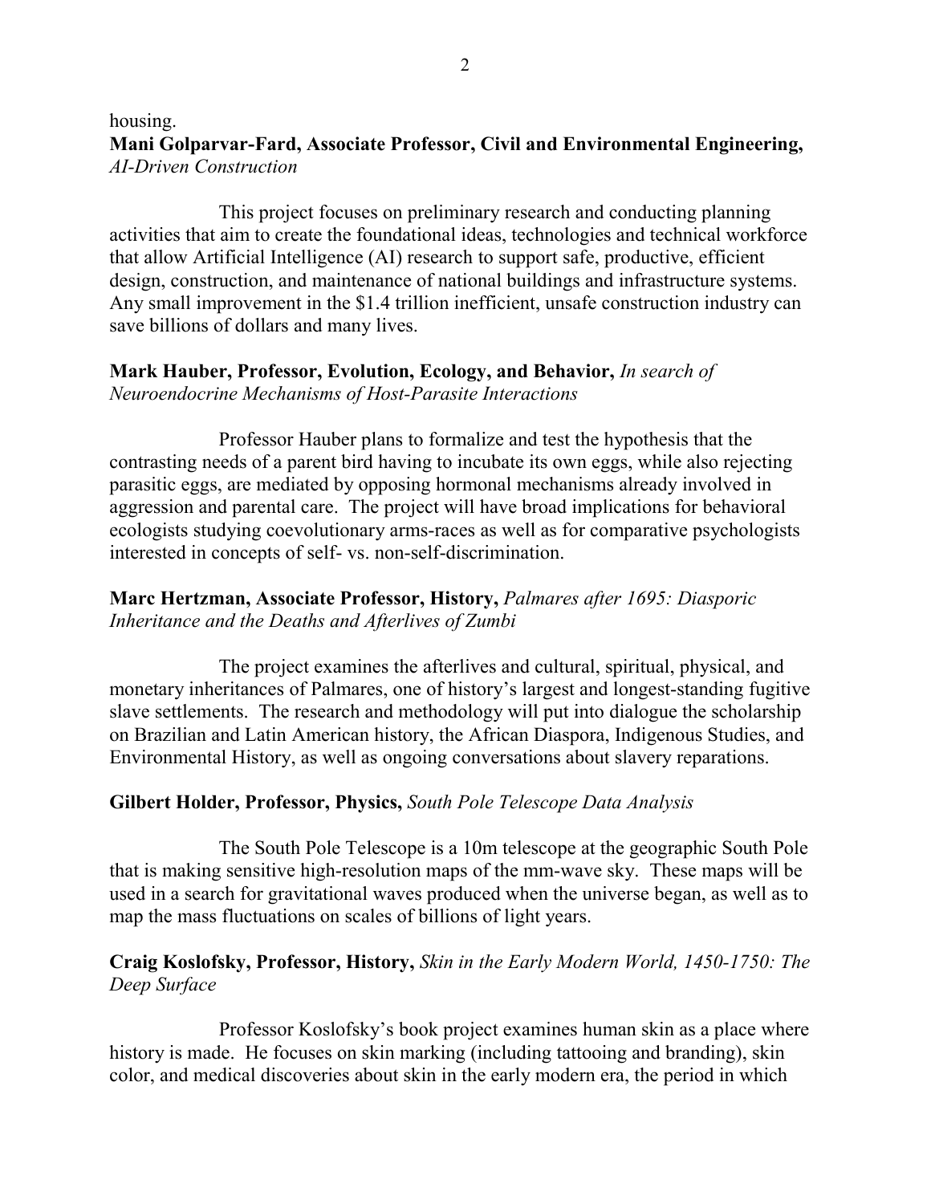housing.

**Mani Golparvar-Fard, Associate Professor, Civil and Environmental Engineering,** *AI-Driven Construction*

This project focuses on preliminary research and conducting planning activities that aim to create the foundational ideas, technologies and technical workforce that allow Artificial Intelligence (AI) research to support safe, productive, efficient design, construction, and maintenance of national buildings and infrastructure systems. Any small improvement in the $1.4 trillion inefficient, unsafe construction industry can save billions of dollars and many lives.

**Mark Hauber, Professor, Evolution, Ecology, and Behavior,** *In search of Neuroendocrine Mechanisms of Host-Parasite Interactions*

Professor Hauber plans to formalize and test the hypothesis that the contrasting needs of a parent bird having to incubate its own eggs, while also rejecting parasitic eggs, are mediated by opposing hormonal mechanisms already involved in aggression and parental care. The project will have broad implications for behavioral ecologists studying coevolutionary arms-races as well as for comparative psychologists interested in concepts of self- vs. non-self-discrimination.

**Marc Hertzman, Associate Professor, History,** *Palmares after 1695: Diasporic Inheritance and the Deaths and Afterlives of Zumbi*

The project examines the afterlives and cultural, spiritual, physical, and monetary inheritances of Palmares, one of history's largest and longest-standing fugitive slave settlements. The research and methodology will put into dialogue the scholarship on Brazilian and Latin American history, the African Diaspora, Indigenous Studies, and Environmental History, as well as ongoing conversations about slavery reparations.

**Gilbert Holder, Professor, Physics,** *South Pole Telescope Data Analysis*

The South Pole Telescope is a 10m telescope at the geographic South Pole that is making sensitive high-resolution maps of the mm-wave sky. These maps will be used in a search for gravitational waves produced when the universe began, as well as to map the mass fluctuations on scales of billions of light years.

**Craig Koslofsky, Professor, History,** *Skin in the Early Modern World, 1450-1750: The Deep Surface*

Professor Koslofsky's book project examines human skin as a place where history is made. He focuses on skin marking (including tattooing and branding), skin color, and medical discoveries about skin in the early modern era, the period in which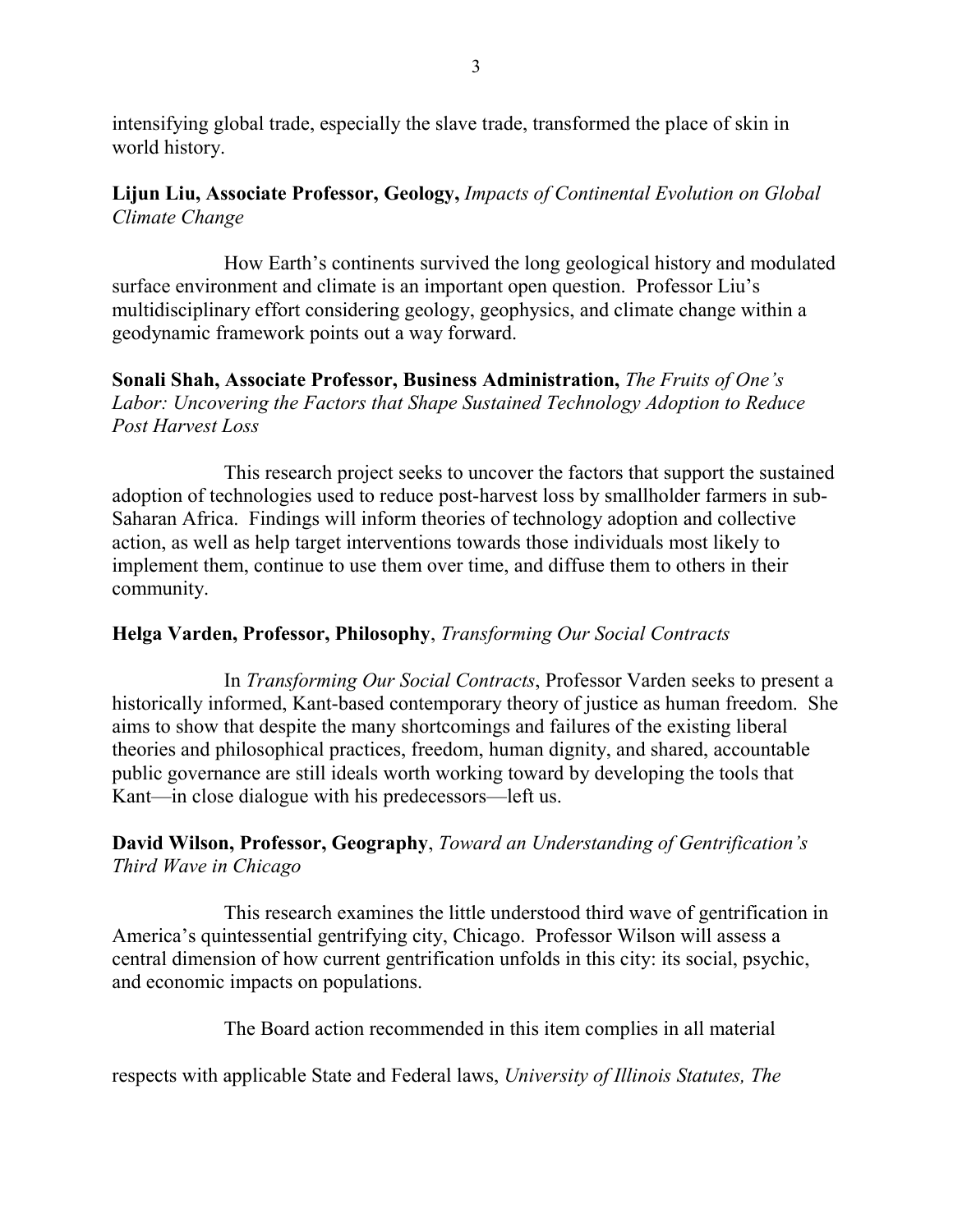intensifying global trade, especially the slave trade, transformed the place of skin in world history.

**Lijun Liu, Associate Professor, Geology,** *Impacts of Continental Evolution on Global Climate Change*

How Earth's continents survived the long geological history and modulated surface environment and climate is an important open question. Professor Liu's multidisciplinary effort considering geology, geophysics, and climate change within a geodynamic framework points out a way forward.

**Sonali Shah, Associate Professor, Business Administration,** *The Fruits of One's Labor: Uncovering the Factors that Shape Sustained Technology Adoption to Reduce Post Harvest Loss*

This research project seeks to uncover the factors that support the sustained adoption of technologies used to reduce post-harvest loss by smallholder farmers in sub-Saharan Africa. Findings will inform theories of technology adoption and collective action, as well as help target interventions towards those individuals most likely to implement them, continue to use them over time, and diffuse them to others in their community.

**Helga Varden, Professor, Philosophy**, *Transforming Our Social Contracts*

In *Transforming Our Social Contracts*, Professor Varden seeks to present a historically informed, Kant-based contemporary theory of justice as human freedom. She aims to show that despite the many shortcomings and failures of the existing liberal theories and philosophical practices, freedom, human dignity, and shared, accountable public governance are still ideals worth working toward by developing the tools that Kant—in close dialogue with his predecessors—left us.

**David Wilson, Professor, Geography**, *Toward an Understanding of Gentrification's Third Wave in Chicago*

This research examines the little understood third wave of gentrification in America's quintessential gentrifying city, Chicago. Professor Wilson will assess a central dimension of how current gentrification unfolds in this city: its social, psychic, and economic impacts on populations.

The Board action recommended in this item complies in all material respects with applicable State and Federal laws, *University of Illinois Statutes, The*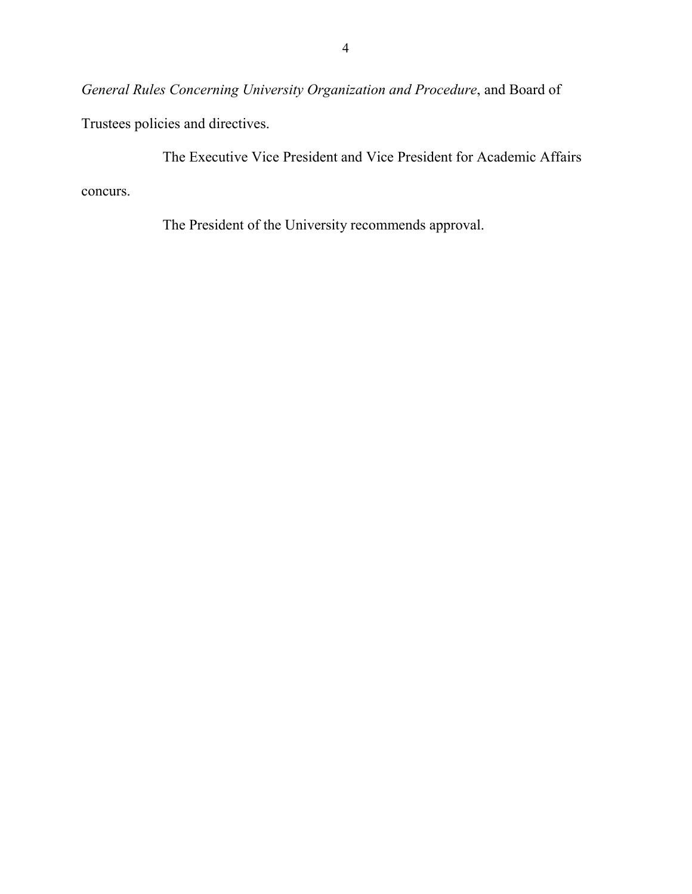*General Rules Concerning University Organization and Procedure*, and Board of Trustees policies and directives.

The Executive Vice President and Vice President for Academic Affairs concurs.

The President of the University recommends approval.